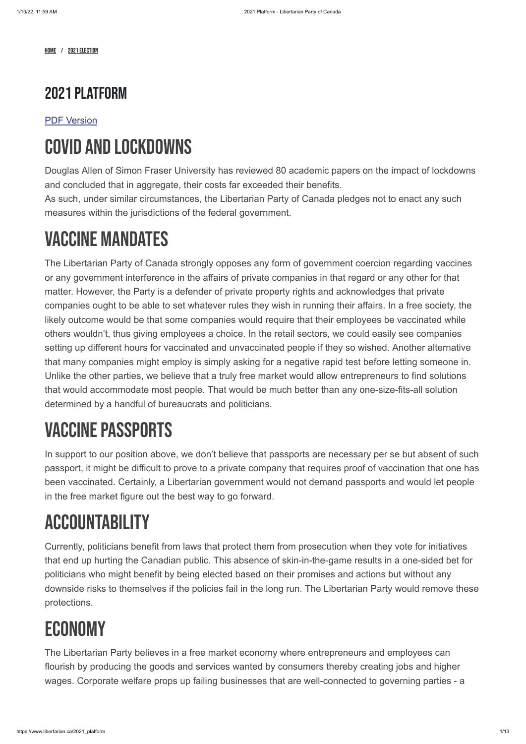[HOME](#) / [2021 ELECTION](#)

## 2021 PLATFORM

[PDF Version](#)

# COVID AND LOCKDOWNS

Douglas Allen of Simon Fraser University has reviewed 80 academic papers on the impact of lockdowns and concluded that in aggregate, their costs far exceeded their benefits.
As such, under similar circumstances, the Libertarian Party of Canada pledges not to enact any such measures within the jurisdictions of the federal government.

# VACCINE MANDATES

The Libertarian Party of Canada strongly opposes any form of government coercion regarding vaccines or any government interference in the affairs of private companies in that regard or any other for that matter. However, the Party is a defender of private property rights and acknowledges that private companies ought to be able to set whatever rules they wish in running their affairs. In a free society, the likely outcome would be that some companies would require that their employees be vaccinated while others wouldn't, thus giving employees a choice. In the retail sectors, we could easily see companies setting up different hours for vaccinated and unvaccinated people if they so wished. Another alternative that many companies might employ is simply asking for a negative rapid test before letting someone in. Unlike the other parties, we believe that a truly free market would allow entrepreneurs to find solutions that would accommodate most people. That would be much better than any one-size-fits-all solution determined by a handful of bureaucrats and politicians.

# VACCINE PASSPORTS

In support to our position above, we don't believe that passports are necessary per se but absent of such passport, it might be difficult to prove to a private company that requires proof of vaccination that one has been vaccinated. Certainly, a Libertarian government would not demand passports and would let people in the free market figure out the best way to go forward.

# ACCOUNTABILITY

Currently, politicians benefit from laws that protect them from prosecution when they vote for initiatives that end up hurting the Canadian public. This absence of skin-in-the-game results in a one-sided bet for politicians who might benefit by being elected based on their promises and actions but without any downside risks to themselves if the policies fail in the long run. The Libertarian Party would remove these protections.

# ECONOMY

The Libertarian Party believes in a free market economy where entrepreneurs and employees can flourish by producing the goods and services wanted by consumers thereby creating jobs and higher wages. Corporate welfare props up failing businesses that are well-connected to governing parties - a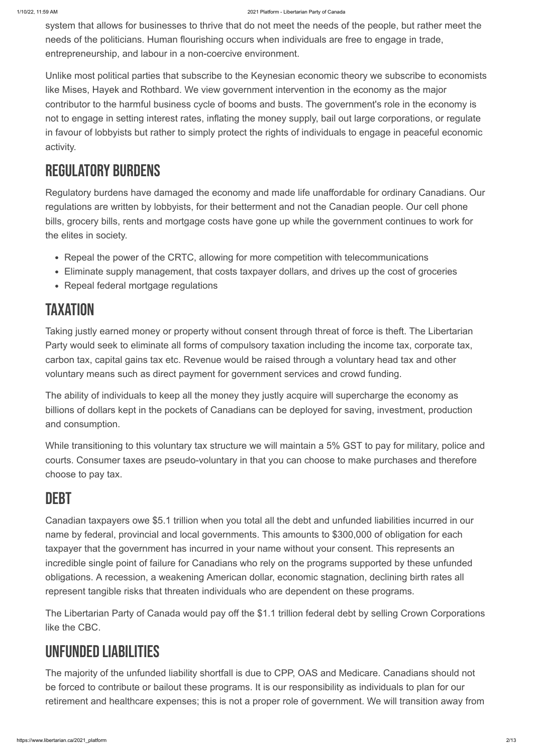system that allows for businesses to thrive that do not meet the needs of the people, but rather meet the needs of the politicians. Human flourishing occurs when individuals are free to engage in trade, entrepreneurship, and labour in a non-coercive environment.

Unlike most political parties that subscribe to the Keynesian economic theory we subscribe to economists like Mises, Hayek and Rothbard. We view government intervention in the economy as the major contributor to the harmful business cycle of booms and busts. The government's role in the economy is not to engage in setting interest rates, inflating the money supply, bail out large corporations, or regulate in favour of lobbyists but rather to simply protect the rights of individuals to engage in peaceful economic activity.

## Regulatory Burdens

Regulatory burdens have damaged the economy and made life unaffordable for ordinary Canadians. Our regulations are written by lobbyists, for their betterment and not the Canadian people. Our cell phone bills, grocery bills, rents and mortgage costs have gone up while the government continues to work for the elites in society.

- Repeal the power of the CRTC, allowing for more competition with telecommunications
- Eliminate supply management, that costs taxpayer dollars, and drives up the cost of groceries
- Repeal federal mortgage regulations

## Taxation

Taking justly earned money or property without consent through threat of force is theft. The Libertarian Party would seek to eliminate all forms of compulsory taxation including the income tax, corporate tax, carbon tax, capital gains tax etc. Revenue would be raised through a voluntary head tax and other voluntary means such as direct payment for government services and crowd funding.

The ability of individuals to keep all the money they justly acquire will supercharge the economy as billions of dollars kept in the pockets of Canadians can be deployed for saving, investment, production and consumption.

While transitioning to this voluntary tax structure we will maintain a 5% GST to pay for military, police and courts. Consumer taxes are pseudo-voluntary in that you can choose to make purchases and therefore choose to pay tax.

## Debt

Canadian taxpayers owe $5.1 trillion when you total all the debt and unfunded liabilities incurred in our name by federal, provincial and local governments. This amounts to $300,000 of obligation for each taxpayer that the government has incurred in your name without your consent. This represents an incredible single point of failure for Canadians who rely on the programs supported by these unfunded obligations. A recession, a weakening American dollar, economic stagnation, declining birth rates all represent tangible risks that threaten individuals who are dependent on these programs.

The Libertarian Party of Canada would pay off the $1.1 trillion federal debt by selling Crown Corporations like the CBC.

## Unfunded Liabilities

The majority of the unfunded liability shortfall is due to CPP, OAS and Medicare. Canadians should not be forced to contribute or bailout these programs. It is our responsibility as individuals to plan for our retirement and healthcare expenses; this is not a proper role of government. We will transition away from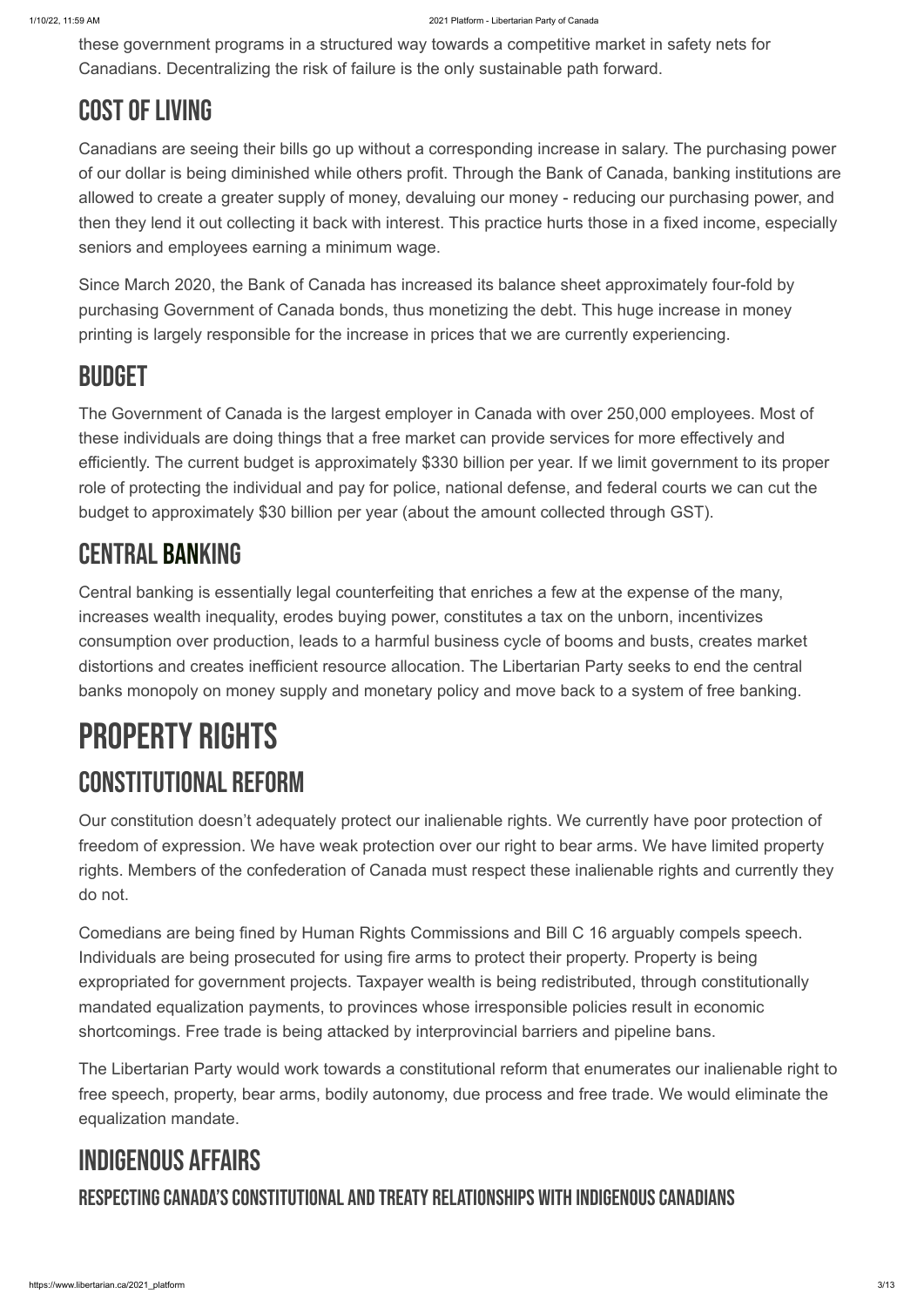these government programs in a structured way towards a competitive market in safety nets for Canadians. Decentralizing the risk of failure is the only sustainable path forward.

## COST OF LIVING

Canadians are seeing their bills go up without a corresponding increase in salary. The purchasing power of our dollar is being diminished while others profit. Through the Bank of Canada, banking institutions are allowed to create a greater supply of money, devaluing our money - reducing our purchasing power, and then they lend it out collecting it back with interest. This practice hurts those in a fixed income, especially seniors and employees earning a minimum wage.

Since March 2020, the Bank of Canada has increased its balance sheet approximately four-fold by purchasing Government of Canada bonds, thus monetizing the debt. This huge increase in money printing is largely responsible for the increase in prices that we are currently experiencing.

## BUDGET

The Government of Canada is the largest employer in Canada with over 250,000 employees. Most of these individuals are doing things that a free market can provide services for more effectively and efficiently. The current budget is approximately $330 billion per year. If we limit government to its proper role of protecting the individual and pay for police, national defense, and federal courts we can cut the budget to approximately $30 billion per year (about the amount collected through GST).

## CENTRAL BANKING

Central banking is essentially legal counterfeiting that enriches a few at the expense of the many, increases wealth inequality, erodes buying power, constitutes a tax on the unborn, incentivizes consumption over production, leads to a harmful business cycle of booms and busts, creates market distortions and creates inefficient resource allocation. The Libertarian Party seeks to end the central banks monopoly on money supply and monetary policy and move back to a system of free banking.

# PROPERTY RIGHTS

## CONSTITUTIONAL REFORM

Our constitution doesn't adequately protect our inalienable rights. We currently have poor protection of freedom of expression. We have weak protection over our right to bear arms. We have limited property rights. Members of the confederation of Canada must respect these inalienable rights and currently they do not.

Comedians are being fined by Human Rights Commissions and Bill C 16 arguably compels speech. Individuals are being prosecuted for using fire arms to protect their property. Property is being expropriated for government projects. Taxpayer wealth is being redistributed, through constitutionally mandated equalization payments, to provinces whose irresponsible policies result in economic shortcomings. Free trade is being attacked by interprovincial barriers and pipeline bans.

The Libertarian Party would work towards a constitutional reform that enumerates our inalienable right to free speech, property, bear arms, bodily autonomy, due process and free trade. We would eliminate the equalization mandate.

## INDIGENOUS AFFAIRS

### RESPECTING CANADA'S CONSTITUTIONAL AND TREATY RELATIONSHIPS WITH INDIGENOUS CANADIANS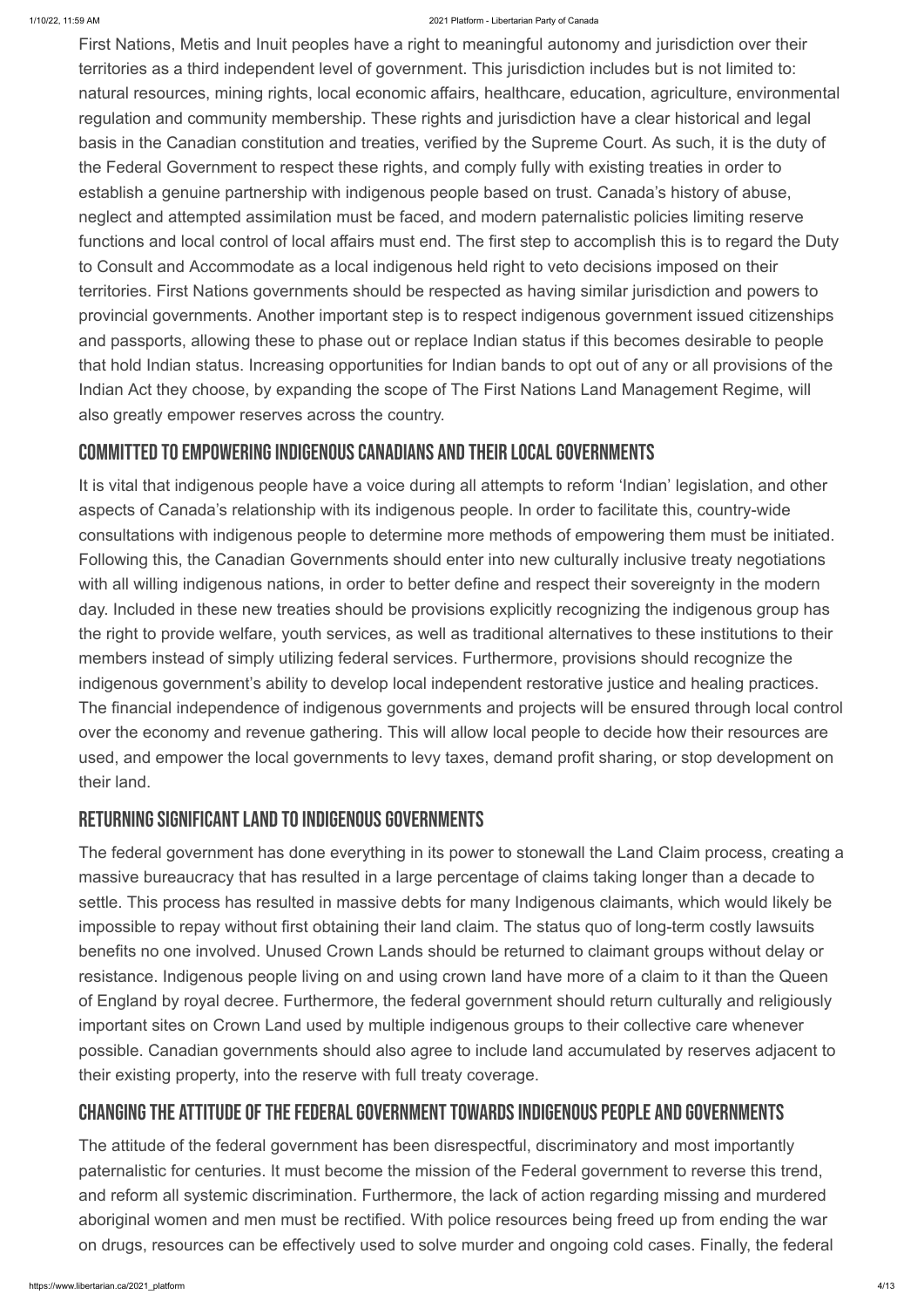First Nations, Metis and Inuit peoples have a right to meaningful autonomy and jurisdiction over their territories as a third independent level of government. This jurisdiction includes but is not limited to: natural resources, mining rights, local economic affairs, healthcare, education, agriculture, environmental regulation and community membership. These rights and jurisdiction have a clear historical and legal basis in the Canadian constitution and treaties, verified by the Supreme Court. As such, it is the duty of the Federal Government to respect these rights, and comply fully with existing treaties in order to establish a genuine partnership with indigenous people based on trust. Canada's history of abuse, neglect and attempted assimilation must be faced, and modern paternalistic policies limiting reserve functions and local control of local affairs must end. The first step to accomplish this is to regard the Duty to Consult and Accommodate as a local indigenous held right to veto decisions imposed on their territories. First Nations governments should be respected as having similar jurisdiction and powers to provincial governments. Another important step is to respect indigenous government issued citizenships and passports, allowing these to phase out or replace Indian status if this becomes desirable to people that hold Indian status. Increasing opportunities for Indian bands to opt out of any or all provisions of the Indian Act they choose, by expanding the scope of The First Nations Land Management Regime, will also greatly empower reserves across the country.

## Committed to Empowering Indigenous Canadians and Their Local Governments

It is vital that indigenous people have a voice during all attempts to reform 'Indian' legislation, and other aspects of Canada's relationship with its indigenous people. In order to facilitate this, country-wide consultations with indigenous people to determine more methods of empowering them must be initiated. Following this, the Canadian Governments should enter into new culturally inclusive treaty negotiations with all willing indigenous nations, in order to better define and respect their sovereignty in the modern day. Included in these new treaties should be provisions explicitly recognizing the indigenous group has the right to provide welfare, youth services, as well as traditional alternatives to these institutions to their members instead of simply utilizing federal services. Furthermore, provisions should recognize the indigenous government's ability to develop local independent restorative justice and healing practices. The financial independence of indigenous governments and projects will be ensured through local control over the economy and revenue gathering. This will allow local people to decide how their resources are used, and empower the local governments to levy taxes, demand profit sharing, or stop development on their land.

## Returning Significant Land to Indigenous Governments

The federal government has done everything in its power to stonewall the Land Claim process, creating a massive bureaucracy that has resulted in a large percentage of claims taking longer than a decade to settle. This process has resulted in massive debts for many Indigenous claimants, which would likely be impossible to repay without first obtaining their land claim. The status quo of long-term costly lawsuits benefits no one involved. Unused Crown Lands should be returned to claimant groups without delay or resistance. Indigenous people living on and using crown land have more of a claim to it than the Queen of England by royal decree. Furthermore, the federal government should return culturally and religiously important sites on Crown Land used by multiple indigenous groups to their collective care whenever possible. Canadian governments should also agree to include land accumulated by reserves adjacent to their existing property, into the reserve with full treaty coverage.

## Changing the Attitude of the Federal Government Towards Indigenous People and Governments

The attitude of the federal government has been disrespectful, discriminatory and most importantly paternalistic for centuries. It must become the mission of the Federal government to reverse this trend, and reform all systemic discrimination. Furthermore, the lack of action regarding missing and murdered aboriginal women and men must be rectified. With police resources being freed up from ending the war on drugs, resources can be effectively used to solve murder and ongoing cold cases. Finally, the federal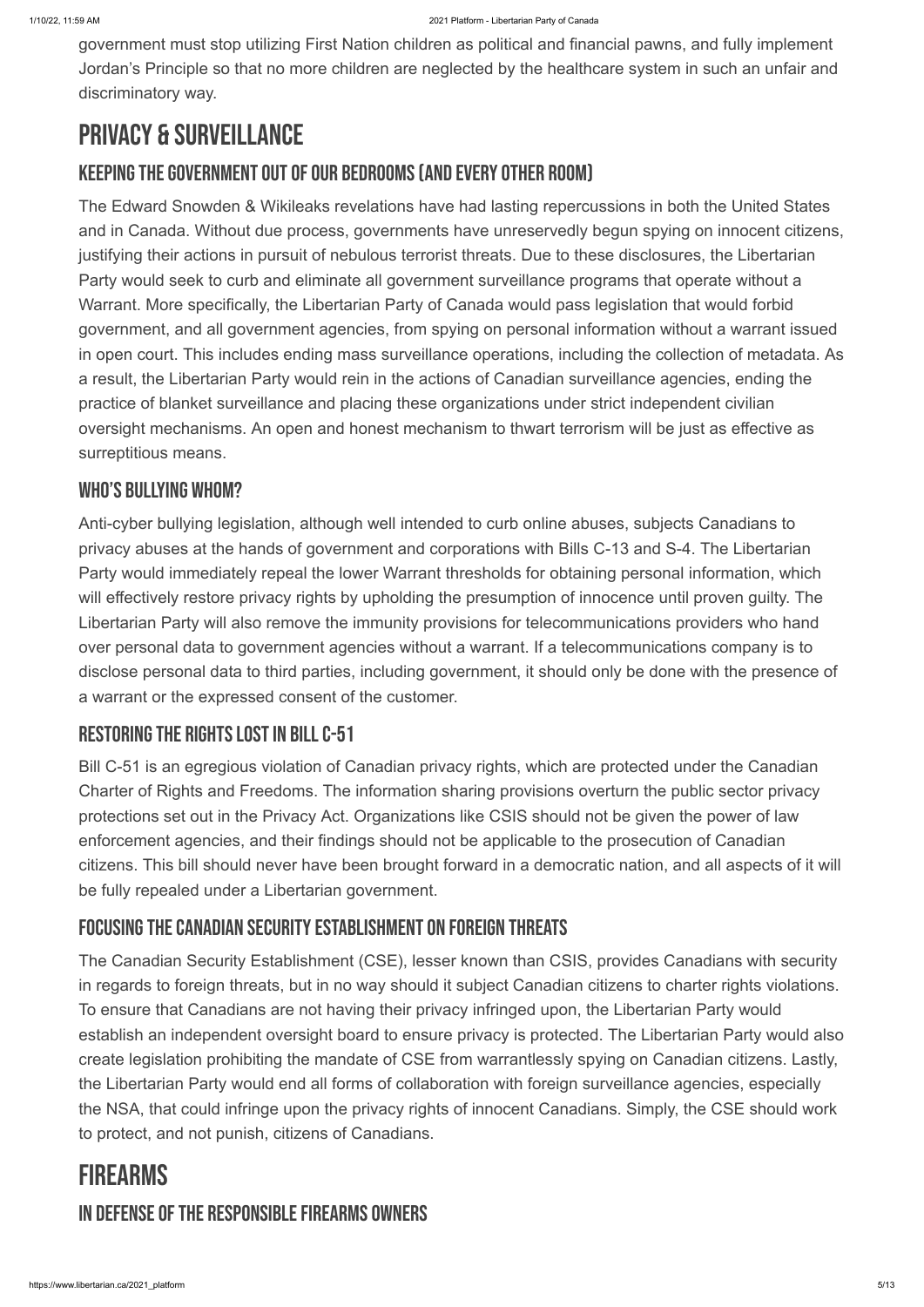government must stop utilizing First Nation children as political and financial pawns, and fully implement Jordan's Principle so that no more children are neglected by the healthcare system in such an unfair and discriminatory way.

# PRIVACY & SURVEILLANCE

## KEEPING THE GOVERNMENT OUT OF OUR BEDROOMS (AND EVERY OTHER ROOM)

The Edward Snowden & Wikileaks revelations have had lasting repercussions in both the United States and in Canada. Without due process, governments have unreservedly begun spying on innocent citizens, justifying their actions in pursuit of nebulous terrorist threats. Due to these disclosures, the Libertarian Party would seek to curb and eliminate all government surveillance programs that operate without a Warrant. More specifically, the Libertarian Party of Canada would pass legislation that would forbid government, and all government agencies, from spying on personal information without a warrant issued in open court. This includes ending mass surveillance operations, including the collection of metadata. As a result, the Libertarian Party would rein in the actions of Canadian surveillance agencies, ending the practice of blanket surveillance and placing these organizations under strict independent civilian oversight mechanisms. An open and honest mechanism to thwart terrorism will be just as effective as surreptitious means.

## WHO'S BULLYING WHOM?

Anti-cyber bullying legislation, although well intended to curb online abuses, subjects Canadians to privacy abuses at the hands of government and corporations with Bills C-13 and S-4. The Libertarian Party would immediately repeal the lower Warrant thresholds for obtaining personal information, which will effectively restore privacy rights by upholding the presumption of innocence until proven guilty. The Libertarian Party will also remove the immunity provisions for telecommunications providers who hand over personal data to government agencies without a warrant. If a telecommunications company is to disclose personal data to third parties, including government, it should only be done with the presence of a warrant or the expressed consent of the customer.

## RESTORING THE RIGHTS LOST IN BILL C-51

Bill C-51 is an egregious violation of Canadian privacy rights, which are protected under the Canadian Charter of Rights and Freedoms. The information sharing provisions overturn the public sector privacy protections set out in the Privacy Act. Organizations like CSIS should not be given the power of law enforcement agencies, and their findings should not be applicable to the prosecution of Canadian citizens. This bill should never have been brought forward in a democratic nation, and all aspects of it will be fully repealed under a Libertarian government.

## FOCUSING THE CANADIAN SECURITY ESTABLISHMENT ON FOREIGN THREATS

The Canadian Security Establishment (CSE), lesser known than CSIS, provides Canadians with security in regards to foreign threats, but in no way should it subject Canadian citizens to charter rights violations. To ensure that Canadians are not having their privacy infringed upon, the Libertarian Party would establish an independent oversight board to ensure privacy is protected. The Libertarian Party would also create legislation prohibiting the mandate of CSE from warrantlessly spying on Canadian citizens. Lastly, the Libertarian Party would end all forms of collaboration with foreign surveillance agencies, especially the NSA, that could infringe upon the privacy rights of innocent Canadians. Simply, the CSE should work to protect, and not punish, citizens of Canadians.

# FIREARMS

## IN DEFENSE OF THE RESPONSIBLE FIREARMS OWNERS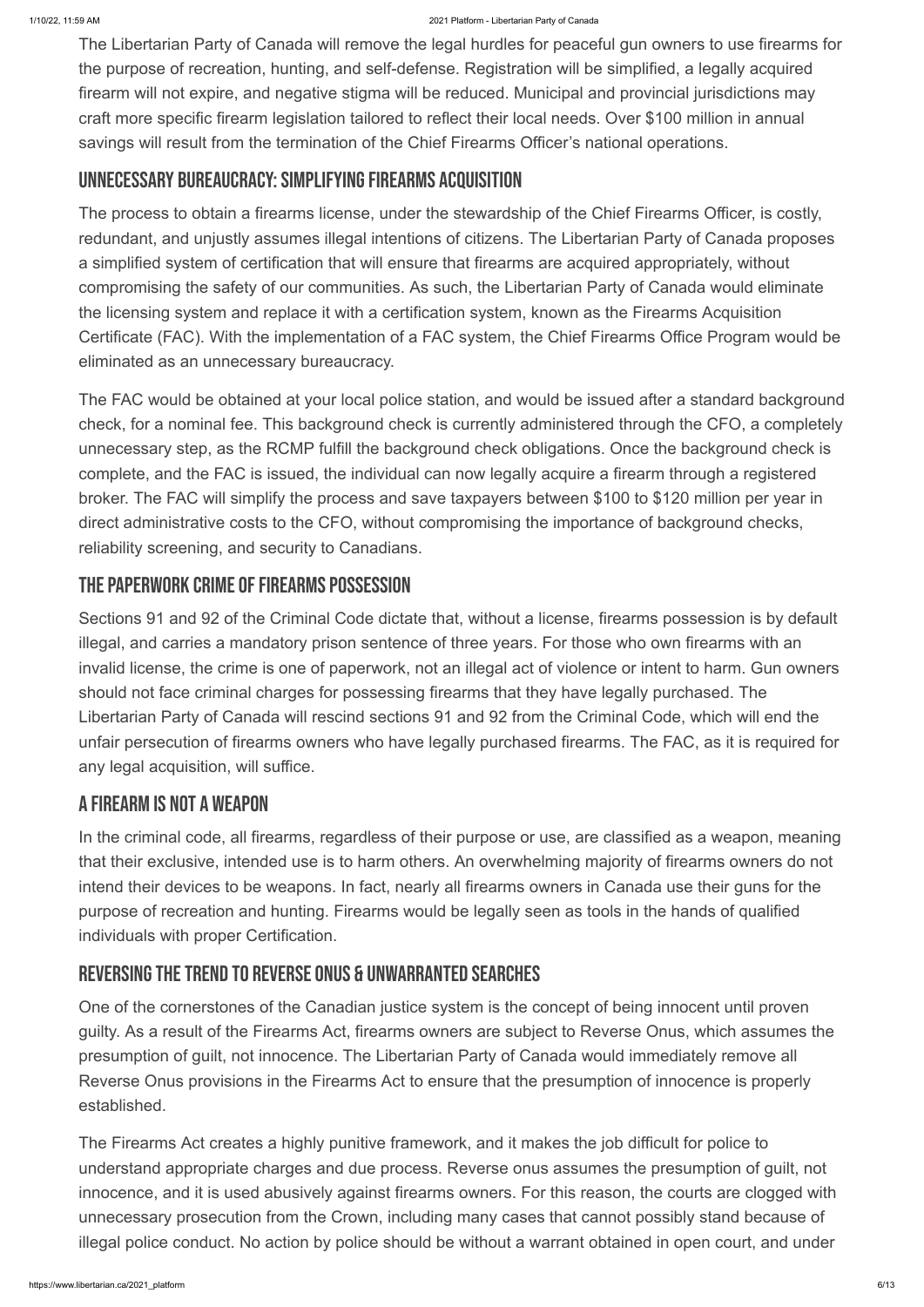The Libertarian Party of Canada will remove the legal hurdles for peaceful gun owners to use firearms for the purpose of recreation, hunting, and self-defense. Registration will be simplified, a legally acquired firearm will not expire, and negative stigma will be reduced. Municipal and provincial jurisdictions may craft more specific firearm legislation tailored to reflect their local needs. Over $100 million in annual savings will result from the termination of the Chief Firearms Officer's national operations.

## Unnecessary Bureaucracy: Simplifying Firearms Acquisition

The process to obtain a firearms license, under the stewardship of the Chief Firearms Officer, is costly, redundant, and unjustly assumes illegal intentions of citizens. The Libertarian Party of Canada proposes a simplified system of certification that will ensure that firearms are acquired appropriately, without compromising the safety of our communities. As such, the Libertarian Party of Canada would eliminate the licensing system and replace it with a certification system, known as the Firearms Acquisition Certificate (FAC). With the implementation of a FAC system, the Chief Firearms Office Program would be eliminated as an unnecessary bureaucracy.

The FAC would be obtained at your local police station, and would be issued after a standard background check, for a nominal fee. This background check is currently administered through the CFO, a completely unnecessary step, as the RCMP fulfill the background check obligations. Once the background check is complete, and the FAC is issued, the individual can now legally acquire a firearm through a registered broker. The FAC will simplify the process and save taxpayers between $100 to $120 million per year in direct administrative costs to the CFO, without compromising the importance of background checks, reliability screening, and security to Canadians.

## The Paperwork Crime of Firearms Possession

Sections 91 and 92 of the Criminal Code dictate that, without a license, firearms possession is by default illegal, and carries a mandatory prison sentence of three years. For those who own firearms with an invalid license, the crime is one of paperwork, not an illegal act of violence or intent to harm. Gun owners should not face criminal charges for possessing firearms that they have legally purchased. The Libertarian Party of Canada will rescind sections 91 and 92 from the Criminal Code, which will end the unfair persecution of firearms owners who have legally purchased firearms. The FAC, as it is required for any legal acquisition, will suffice.

## A Firearm is Not a Weapon

In the criminal code, all firearms, regardless of their purpose or use, are classified as a weapon, meaning that their exclusive, intended use is to harm others. An overwhelming majority of firearms owners do not intend their devices to be weapons. In fact, nearly all firearms owners in Canada use their guns for the purpose of recreation and hunting. Firearms would be legally seen as tools in the hands of qualified individuals with proper Certification.

## Reversing the Trend to Reverse Onus & Unwarranted Searches

One of the cornerstones of the Canadian justice system is the concept of being innocent until proven guilty. As a result of the Firearms Act, firearms owners are subject to Reverse Onus, which assumes the presumption of guilt, not innocence. The Libertarian Party of Canada would immediately remove all Reverse Onus provisions in the Firearms Act to ensure that the presumption of innocence is properly established.

The Firearms Act creates a highly punitive framework, and it makes the job difficult for police to understand appropriate charges and due process. Reverse onus assumes the presumption of guilt, not innocence, and it is used abusively against firearms owners. For this reason, the courts are clogged with unnecessary prosecution from the Crown, including many cases that cannot possibly stand because of illegal police conduct. No action by police should be without a warrant obtained in open court, and under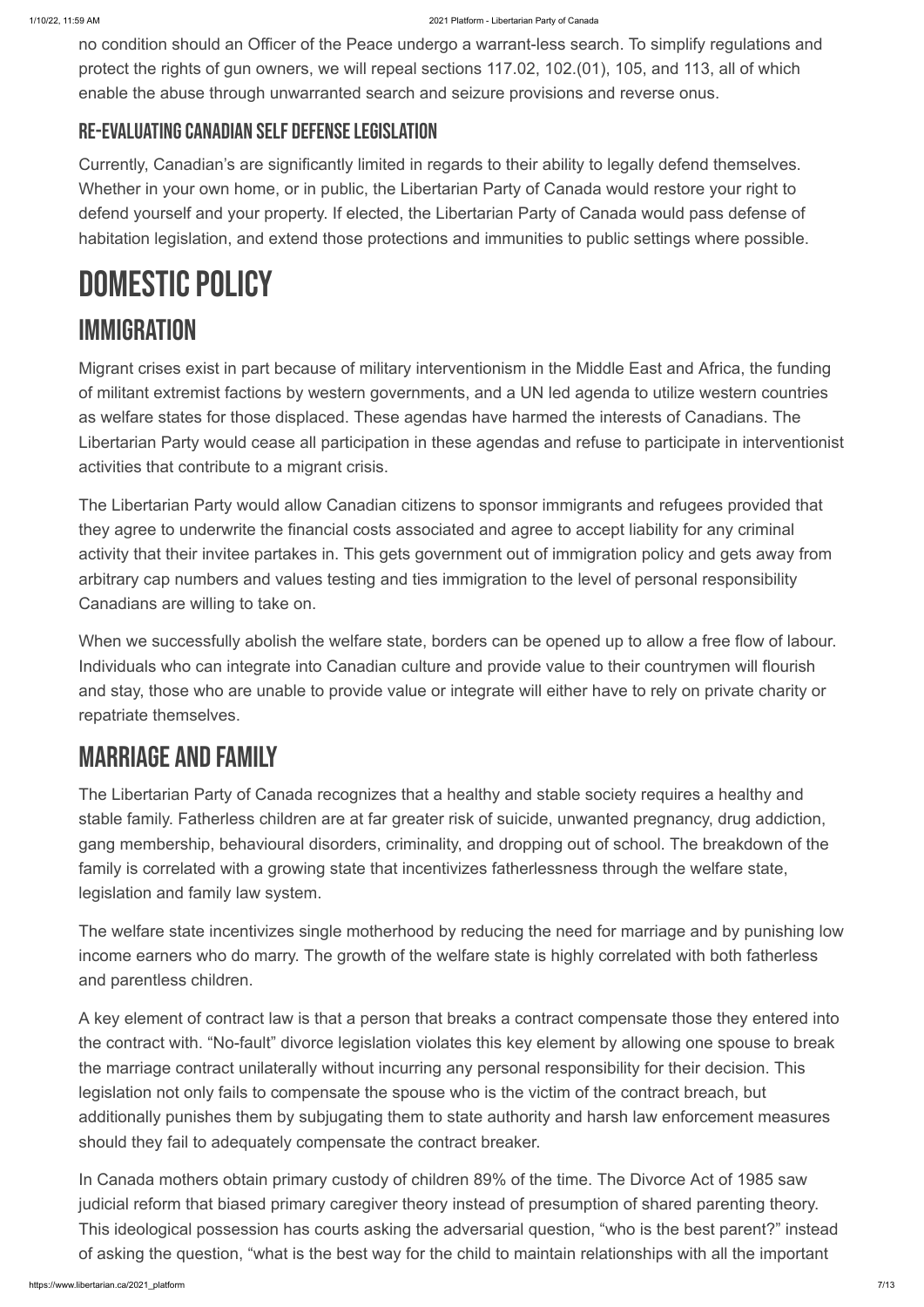no condition should an Officer of the Peace undergo a warrant-less search. To simplify regulations and protect the rights of gun owners, we will repeal sections 117.02, 102.(01), 105, and 113, all of which enable the abuse through unwarranted search and seizure provisions and reverse onus.

### RE-EVALUATING CANADIAN SELF DEFENSE LEGISLATION

Currently, Canadian's are significantly limited in regards to their ability to legally defend themselves. Whether in your own home, or in public, the Libertarian Party of Canada would restore your right to defend yourself and your property. If elected, the Libertarian Party of Canada would pass defense of habitation legislation, and extend those protections and immunities to public settings where possible.

# DOMESTIC POLICY

## IMMIGRATION

Migrant crises exist in part because of military interventionism in the Middle East and Africa, the funding of militant extremist factions by western governments, and a UN led agenda to utilize western countries as welfare states for those displaced. These agendas have harmed the interests of Canadians. The Libertarian Party would cease all participation in these agendas and refuse to participate in interventionist activities that contribute to a migrant crisis.

The Libertarian Party would allow Canadian citizens to sponsor immigrants and refugees provided that they agree to underwrite the financial costs associated and agree to accept liability for any criminal activity that their invitee partakes in. This gets government out of immigration policy and gets away from arbitrary cap numbers and values testing and ties immigration to the level of personal responsibility Canadians are willing to take on.

When we successfully abolish the welfare state, borders can be opened up to allow a free flow of labour. Individuals who can integrate into Canadian culture and provide value to their countrymen will flourish and stay, those who are unable to provide value or integrate will either have to rely on private charity or repatriate themselves.

## MARRIAGE AND FAMILY

The Libertarian Party of Canada recognizes that a healthy and stable society requires a healthy and stable family. Fatherless children are at far greater risk of suicide, unwanted pregnancy, drug addiction, gang membership, behavioural disorders, criminality, and dropping out of school. The breakdown of the family is correlated with a growing state that incentivizes fatherlessness through the welfare state, legislation and family law system.

The welfare state incentivizes single motherhood by reducing the need for marriage and by punishing low income earners who do marry. The growth of the welfare state is highly correlated with both fatherless and parentless children.

A key element of contract law is that a person that breaks a contract compensate those they entered into the contract with. "No-fault" divorce legislation violates this key element by allowing one spouse to break the marriage contract unilaterally without incurring any personal responsibility for their decision. This legislation not only fails to compensate the spouse who is the victim of the contract breach, but additionally punishes them by subjugating them to state authority and harsh law enforcement measures should they fail to adequately compensate the contract breaker.

In Canada mothers obtain primary custody of children 89% of the time. The Divorce Act of 1985 saw judicial reform that biased primary caregiver theory instead of presumption of shared parenting theory. This ideological possession has courts asking the adversarial question, "who is the best parent?" instead of asking the question, "what is the best way for the child to maintain relationships with all the important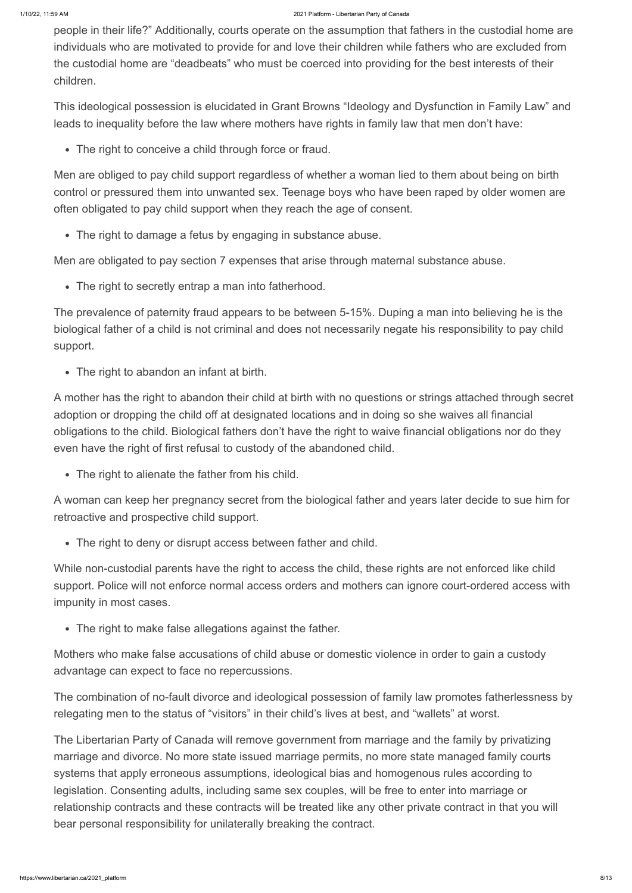people in their life?" Additionally, courts operate on the assumption that fathers in the custodial home are individuals who are motivated to provide for and love their children while fathers who are excluded from the custodial home are "deadbeats" who must be coerced into providing for the best interests of their children.

This ideological possession is elucidated in Grant Browns "Ideology and Dysfunction in Family Law" and leads to inequality before the law where mothers have rights in family law that men don't have:

- The right to conceive a child through force or fraud.

Men are obliged to pay child support regardless of whether a woman lied to them about being on birth control or pressured them into unwanted sex. Teenage boys who have been raped by older women are often obligated to pay child support when they reach the age of consent.

- The right to damage a fetus by engaging in substance abuse.

Men are obligated to pay section 7 expenses that arise through maternal substance abuse.

- The right to secretly entrap a man into fatherhood.

The prevalence of paternity fraud appears to be between 5-15%. Duping a man into believing he is the biological father of a child is not criminal and does not necessarily negate his responsibility to pay child support.

- The right to abandon an infant at birth.

A mother has the right to abandon their child at birth with no questions or strings attached through secret adoption or dropping the child off at designated locations and in doing so she waives all financial obligations to the child. Biological fathers don't have the right to waive financial obligations nor do they even have the right of first refusal to custody of the abandoned child.

- The right to alienate the father from his child.

A woman can keep her pregnancy secret from the biological father and years later decide to sue him for retroactive and prospective child support.

- The right to deny or disrupt access between father and child.

While non-custodial parents have the right to access the child, these rights are not enforced like child support. Police will not enforce normal access orders and mothers can ignore court-ordered access with impunity in most cases.

- The right to make false allegations against the father.

Mothers who make false accusations of child abuse or domestic violence in order to gain a custody advantage can expect to face no repercussions.

The combination of no-fault divorce and ideological possession of family law promotes fatherlessness by relegating men to the status of "visitors" in their child's lives at best, and "wallets" at worst.

The Libertarian Party of Canada will remove government from marriage and the family by privatizing marriage and divorce. No more state issued marriage permits, no more state managed family courts systems that apply erroneous assumptions, ideological bias and homogenous rules according to legislation. Consenting adults, including same sex couples, will be free to enter into marriage or relationship contracts and these contracts will be treated like any other private contract in that you will bear personal responsibility for unilaterally breaking the contract.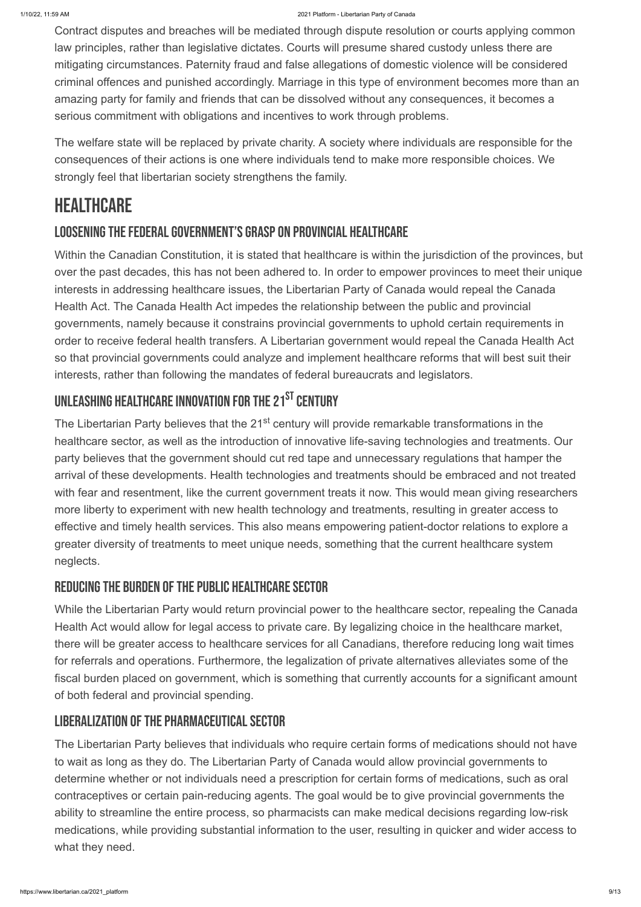Contract disputes and breaches will be mediated through dispute resolution or courts applying common law principles, rather than legislative dictates. Courts will presume shared custody unless there are mitigating circumstances. Paternity fraud and false allegations of domestic violence will be considered criminal offences and punished accordingly. Marriage in this type of environment becomes more than an amazing party for family and friends that can be dissolved without any consequences, it becomes a serious commitment with obligations and incentives to work through problems.

The welfare state will be replaced by private charity. A society where individuals are responsible for the consequences of their actions is one where individuals tend to make more responsible choices. We strongly feel that libertarian society strengthens the family.

# HEALTHCARE

## LOOSENING THE FEDERAL GOVERNMENT'S GRASP ON PROVINCIAL HEALTHCARE

Within the Canadian Constitution, it is stated that healthcare is within the jurisdiction of the provinces, but over the past decades, this has not been adhered to. In order to empower provinces to meet their unique interests in addressing healthcare issues, the Libertarian Party of Canada would repeal the Canada Health Act. The Canada Health Act impedes the relationship between the public and provincial governments, namely because it constrains provincial governments to uphold certain requirements in order to receive federal health transfers. A Libertarian government would repeal the Canada Health Act so that provincial governments could analyze and implement healthcare reforms that will best suit their interests, rather than following the mandates of federal bureaucrats and legislators.

## UNLEASHING HEALTHCARE INNOVATION FOR THE 21ST CENTURY

The Libertarian Party believes that the 21st century will provide remarkable transformations in the healthcare sector, as well as the introduction of innovative life-saving technologies and treatments. Our party believes that the government should cut red tape and unnecessary regulations that hamper the arrival of these developments. Health technologies and treatments should be embraced and not treated with fear and resentment, like the current government treats it now. This would mean giving researchers more liberty to experiment with new health technology and treatments, resulting in greater access to effective and timely health services. This also means empowering patient-doctor relations to explore a greater diversity of treatments to meet unique needs, something that the current healthcare system neglects.

## REDUCING THE BURDEN OF THE PUBLIC HEALTHCARE SECTOR

While the Libertarian Party would return provincial power to the healthcare sector, repealing the Canada Health Act would allow for legal access to private care. By legalizing choice in the healthcare market, there will be greater access to healthcare services for all Canadians, therefore reducing long wait times for referrals and operations. Furthermore, the legalization of private alternatives alleviates some of the fiscal burden placed on government, which is something that currently accounts for a significant amount of both federal and provincial spending.

## LIBERALIZATION OF THE PHARMACEUTICAL SECTOR

The Libertarian Party believes that individuals who require certain forms of medications should not have to wait as long as they do. The Libertarian Party of Canada would allow provincial governments to determine whether or not individuals need a prescription for certain forms of medications, such as oral contraceptives or certain pain-reducing agents. The goal would be to give provincial governments the ability to streamline the entire process, so pharmacists can make medical decisions regarding low-risk medications, while providing substantial information to the user, resulting in quicker and wider access to what they need.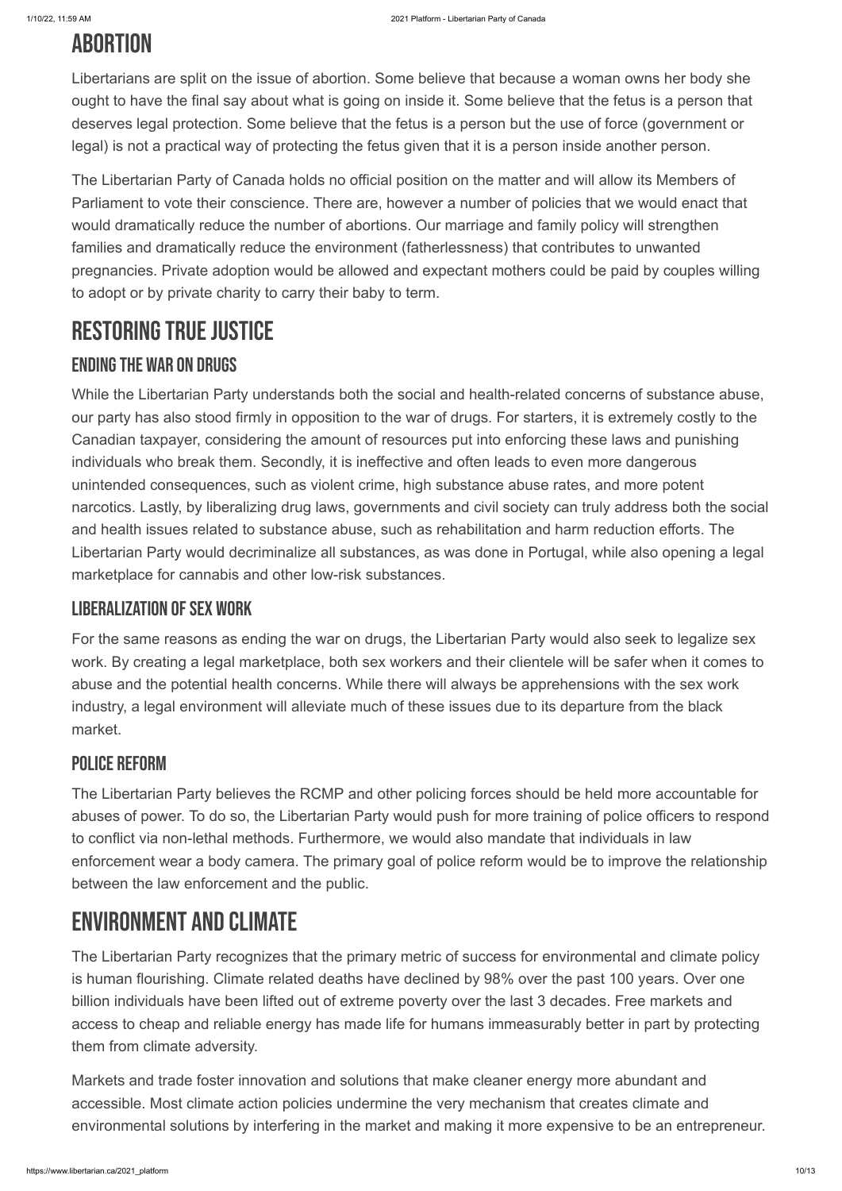# ABORTION

Libertarians are split on the issue of abortion. Some believe that because a woman owns her body she ought to have the final say about what is going on inside it. Some believe that the fetus is a person that deserves legal protection. Some believe that the fetus is a person but the use of force (government or legal) is not a practical way of protecting the fetus given that it is a person inside another person.

The Libertarian Party of Canada holds no official position on the matter and will allow its Members of Parliament to vote their conscience. There are, however a number of policies that we would enact that would dramatically reduce the number of abortions. Our marriage and family policy will strengthen families and dramatically reduce the environment (fatherlessness) that contributes to unwanted pregnancies. Private adoption would be allowed and expectant mothers could be paid by couples willing to adopt or by private charity to carry their baby to term.

# RESTORING TRUE JUSTICE

## ENDING THE WAR ON DRUGS

While the Libertarian Party understands both the social and health-related concerns of substance abuse, our party has also stood firmly in opposition to the war of drugs. For starters, it is extremely costly to the Canadian taxpayer, considering the amount of resources put into enforcing these laws and punishing individuals who break them. Secondly, it is ineffective and often leads to even more dangerous unintended consequences, such as violent crime, high substance abuse rates, and more potent narcotics. Lastly, by liberalizing drug laws, governments and civil society can truly address both the social and health issues related to substance abuse, such as rehabilitation and harm reduction efforts. The Libertarian Party would decriminalize all substances, as was done in Portugal, while also opening a legal marketplace for cannabis and other low-risk substances.

## LIBERALIZATION OF SEX WORK

For the same reasons as ending the war on drugs, the Libertarian Party would also seek to legalize sex work. By creating a legal marketplace, both sex workers and their clientele will be safer when it comes to abuse and the potential health concerns. While there will always be apprehensions with the sex work industry, a legal environment will alleviate much of these issues due to its departure from the black market.

## POLICE REFORM

The Libertarian Party believes the RCMP and other policing forces should be held more accountable for abuses of power. To do so, the Libertarian Party would push for more training of police officers to respond to conflict via non-lethal methods. Furthermore, we would also mandate that individuals in law enforcement wear a body camera. The primary goal of police reform would be to improve the relationship between the law enforcement and the public.

# ENVIRONMENT AND CLIMATE

The Libertarian Party recognizes that the primary metric of success for environmental and climate policy is human flourishing. Climate related deaths have declined by 98% over the past 100 years. Over one billion individuals have been lifted out of extreme poverty over the last 3 decades. Free markets and access to cheap and reliable energy has made life for humans immeasurably better in part by protecting them from climate adversity.

Markets and trade foster innovation and solutions that make cleaner energy more abundant and accessible. Most climate action policies undermine the very mechanism that creates climate and environmental solutions by interfering in the market and making it more expensive to be an entrepreneur.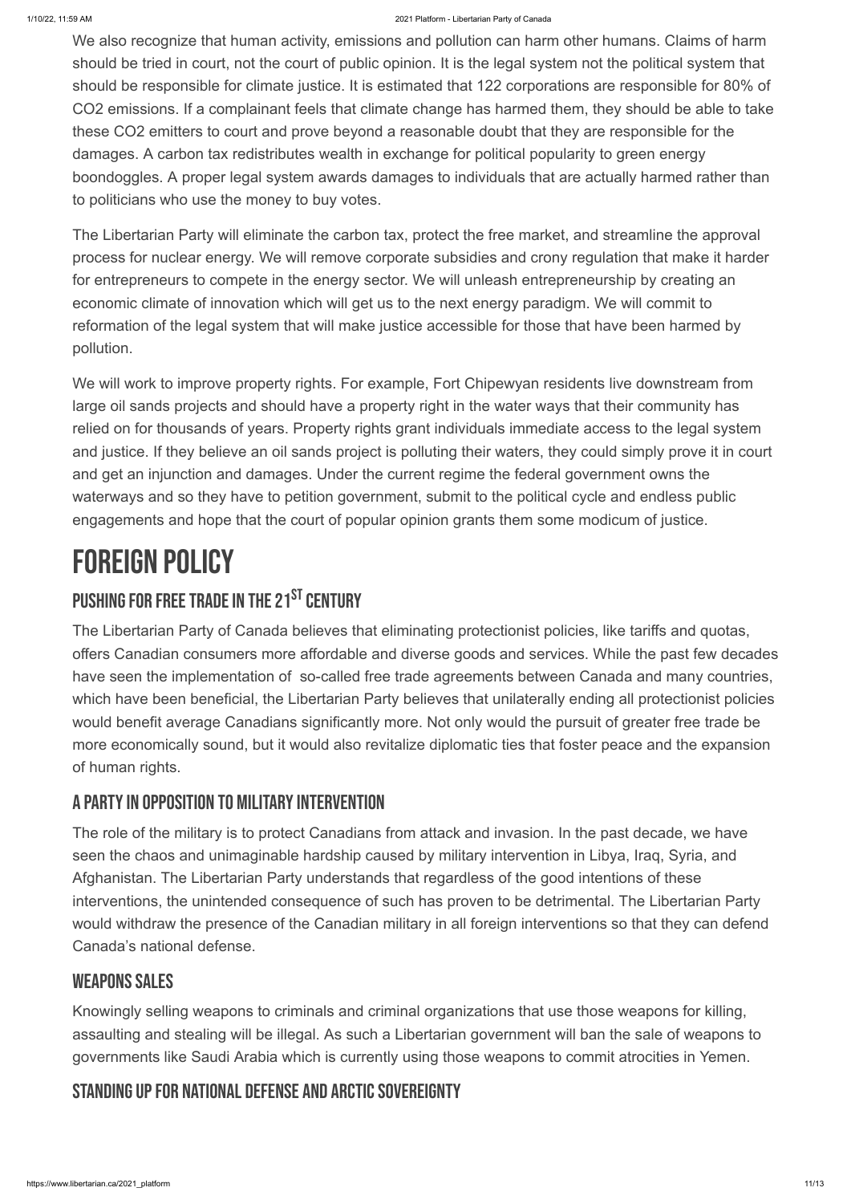We also recognize that human activity, emissions and pollution can harm other humans. Claims of harm should be tried in court, not the court of public opinion. It is the legal system not the political system that should be responsible for climate justice. It is estimated that 122 corporations are responsible for 80% of $CO_2$ emissions. If a complainant feels that climate change has harmed them, they should be able to take these $CO_2$ emitters to court and prove beyond a reasonable doubt that they are responsible for the damages. A carbon tax redistributes wealth in exchange for political popularity to green energy boondoggles. A proper legal system awards damages to individuals that are actually harmed rather than to politicians who use the money to buy votes.

The Libertarian Party will eliminate the carbon tax, protect the free market, and streamline the approval process for nuclear energy. We will remove corporate subsidies and crony regulation that make it harder for entrepreneurs to compete in the energy sector. We will unleash entrepreneurship by creating an economic climate of innovation which will get us to the next energy paradigm. We will commit to reformation of the legal system that will make justice accessible for those that have been harmed by pollution.

We will work to improve property rights. For example, Fort Chipewyan residents live downstream from large oil sands projects and should have a property right in the water ways that their community has relied on for thousands of years. Property rights grant individuals immediate access to the legal system and justice. If they believe an oil sands project is polluting their waters, they could simply prove it in court and get an injunction and damages. Under the current regime the federal government owns the waterways and so they have to petition government, submit to the political cycle and endless public engagements and hope that the court of popular opinion grants them some modicum of justice.

# Foreign Policy

## Pushing for Free Trade in the 21st Century

The Libertarian Party of Canada believes that eliminating protectionist policies, like tariffs and quotas, offers Canadian consumers more affordable and diverse goods and services. While the past few decades have seen the implementation of so-called free trade agreements between Canada and many countries, which have been beneficial, the Libertarian Party believes that unilaterally ending all protectionist policies would benefit average Canadians significantly more. Not only would the pursuit of greater free trade be more economically sound, but it would also revitalize diplomatic ties that foster peace and the expansion of human rights.

### A Party in Opposition to Military Intervention

The role of the military is to protect Canadians from attack and invasion. In the past decade, we have seen the chaos and unimaginable hardship caused by military intervention in Libya, Iraq, Syria, and Afghanistan. The Libertarian Party understands that regardless of the good intentions of these interventions, the unintended consequence of such has proven to be detrimental. The Libertarian Party would withdraw the presence of the Canadian military in all foreign interventions so that they can defend Canada's national defense.

### Weapons Sales

Knowingly selling weapons to criminals and criminal organizations that use those weapons for killing, assaulting and stealing will be illegal. As such a Libertarian government will ban the sale of weapons to governments like Saudi Arabia which is currently using those weapons to commit atrocities in Yemen.

### Standing up for National Defense and Arctic Sovereignty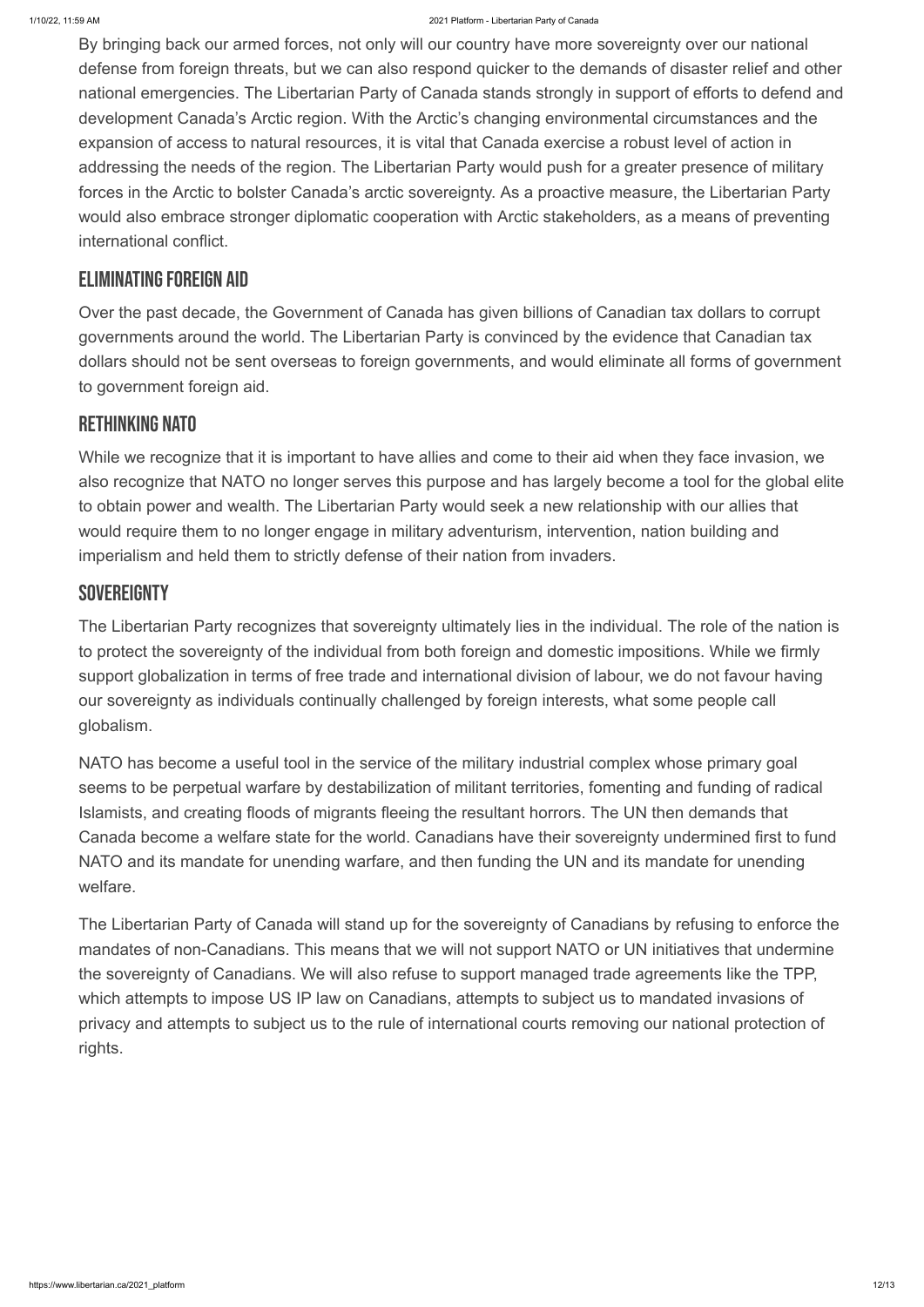By bringing back our armed forces, not only will our country have more sovereignty over our national defense from foreign threats, but we can also respond quicker to the demands of disaster relief and other national emergencies. The Libertarian Party of Canada stands strongly in support of efforts to defend and development Canada's Arctic region. With the Arctic's changing environmental circumstances and the expansion of access to natural resources, it is vital that Canada exercise a robust level of action in addressing the needs of the region. The Libertarian Party would push for a greater presence of military forces in the Arctic to bolster Canada's arctic sovereignty. As a proactive measure, the Libertarian Party would also embrace stronger diplomatic cooperation with Arctic stakeholders, as a means of preventing international conflict.

## Eliminating Foreign Aid

Over the past decade, the Government of Canada has given billions of Canadian tax dollars to corrupt governments around the world. The Libertarian Party is convinced by the evidence that Canadian tax dollars should not be sent overseas to foreign governments, and would eliminate all forms of government to government foreign aid.

## Rethinking NATO

While we recognize that it is important to have allies and come to their aid when they face invasion, we also recognize that NATO no longer serves this purpose and has largely become a tool for the global elite to obtain power and wealth. The Libertarian Party would seek a new relationship with our allies that would require them to no longer engage in military adventurism, intervention, nation building and imperialism and held them to strictly defense of their nation from invaders.

## Sovereignty

The Libertarian Party recognizes that sovereignty ultimately lies in the individual. The role of the nation is to protect the sovereignty of the individual from both foreign and domestic impositions. While we firmly support globalization in terms of free trade and international division of labour, we do not favour having our sovereignty as individuals continually challenged by foreign interests, what some people call globalism.

NATO has become a useful tool in the service of the military industrial complex whose primary goal seems to be perpetual warfare by destabilization of militant territories, fomenting and funding of radical Islamists, and creating floods of migrants fleeing the resultant horrors. The UN then demands that Canada become a welfare state for the world. Canadians have their sovereignty undermined first to fund NATO and its mandate for unending warfare, and then funding the UN and its mandate for unending welfare.

The Libertarian Party of Canada will stand up for the sovereignty of Canadians by refusing to enforce the mandates of non-Canadians. This means that we will not support NATO or UN initiatives that undermine the sovereignty of Canadians. We will also refuse to support managed trade agreements like the TPP, which attempts to impose US IP law on Canadians, attempts to subject us to mandated invasions of privacy and attempts to subject us to the rule of international courts removing our national protection of rights.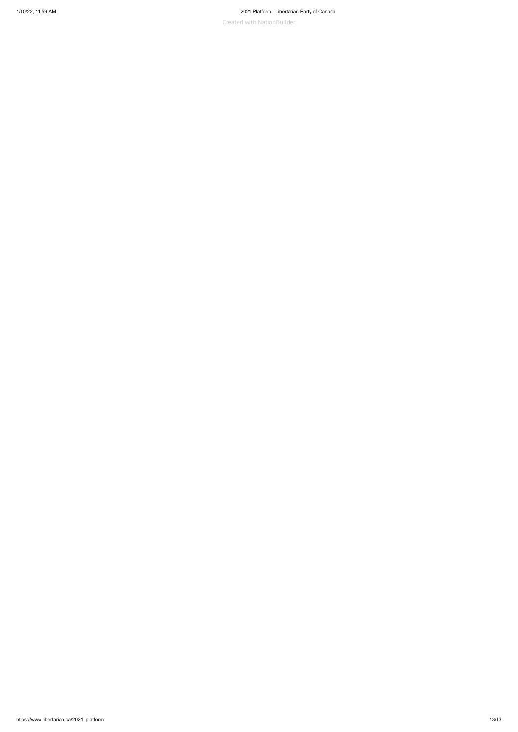Created with NationBuilder